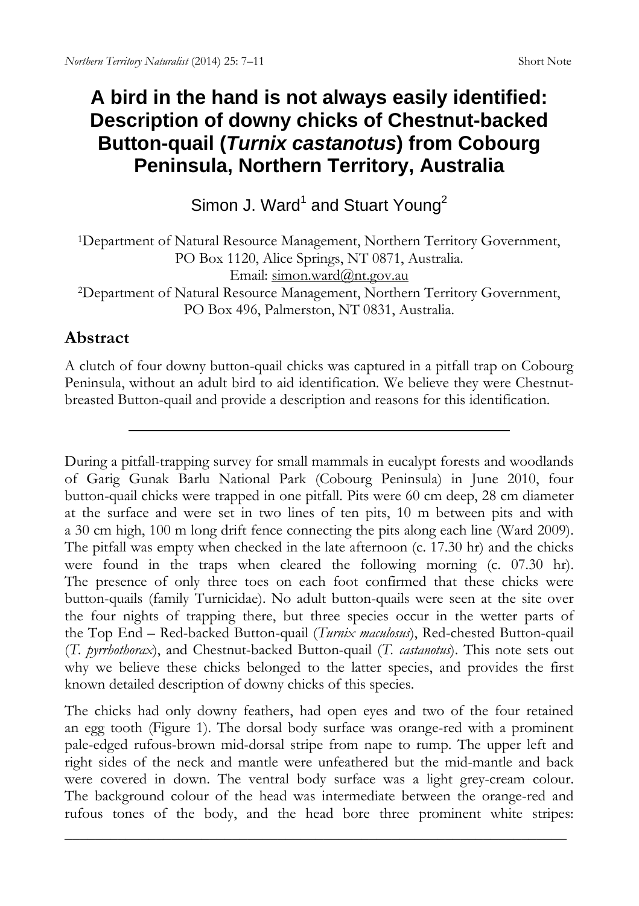Short Note

# A bird in the hand is not always easily identified: Description of downy chicks of Chestnut-backed Button-quail (*Turnix castanotus*) from Cobourg Peninsula, Northern Territory, Australia

Simon J. Ward[1] and Stuart Young[2]

[1]Department of Natural Resource Management, Northern Territory Government, PO Box 1120, Alice Springs, NT 0871, Australia.
Email: simon.ward@nt.gov.au
[2]Department of Natural Resource Management, Northern Territory Government, PO Box 496, Palmerston, NT 0831, Australia.

## Abstract

A clutch of four downy button-quail chicks was captured in a pitfall trap on Cobourg Peninsula, without an adult bird to aid identification. We believe they were Chestnut-breasted Button-quail and provide a description and reasons for this identification.

---

During a pitfall-trapping survey for small mammals in eucalypt forests and woodlands of Garig Gunak Barlu National Park (Cobourg Peninsula) in June 2010, four button-quail chicks were trapped in one pitfall. Pits were 60 cm deep, 28 cm diameter at the surface and were set in two lines of ten pits, 10 m between pits and with a 30 cm high, 100 m long drift fence connecting the pits along each line (Ward 2009). The pitfall was empty when checked in the late afternoon (c. 17.30 hr) and the chicks were found in the traps when cleared the following morning (c. 07.30 hr). The presence of only three toes on each foot confirmed that these chicks were button-quails (family Turnicidae). No adult button-quails were seen at the site over the four nights of trapping there, but three species occur in the wetter parts of the Top End – Red-backed Button-quail (*Turnix maculosus*), Red-chested Button-quail (*T. pyrrhothorax*), and Chestnut-backed Button-quail (*T. castanotus*). This note sets out why we believe these chicks belonged to the latter species, and provides the first known detailed description of downy chicks of this species.

The chicks had only downy feathers, had open eyes and two of the four retained an egg tooth (Figure 1). The dorsal body surface was orange-red with a prominent pale-edged rufous-brown mid-dorsal stripe from nape to rump. The upper left and right sides of the neck and mantle were unfeathered but the mid-mantle and back were covered in down. The ventral body surface was a light grey-cream colour. The background colour of the head was intermediate between the orange-red and rufous tones of the body, and the head bore three prominent white stripes: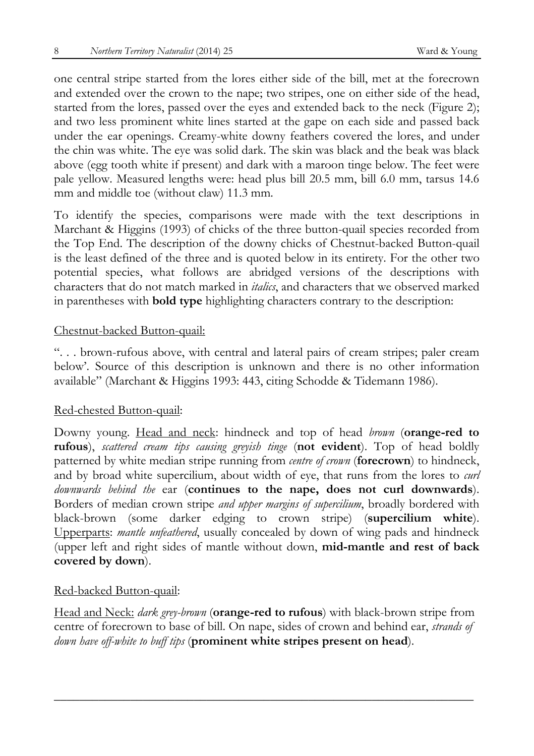one central stripe started from the lores either side of the bill, met at the forecrown and extended over the crown to the nape; two stripes, one on either side of the head, started from the lores, passed over the eyes and extended back to the neck (Figure 2); and two less prominent white lines started at the gape on each side and passed back under the ear openings. Creamy-white downy feathers covered the lores, and under the chin was white. The eye was solid dark. The skin was black and the beak was black above (egg tooth white if present) and dark with a maroon tinge below. The feet were pale yellow. Measured lengths were: head plus bill 20.5 mm, bill 6.0 mm, tarsus 14.6 mm and middle toe (without claw) 11.3 mm.

To identify the species, comparisons were made with the text descriptions in Marchant & Higgins (1993) of chicks of the three button-quail species recorded from the Top End. The description of the downy chicks of Chestnut-backed Button-quail is the least defined of the three and is quoted below in its entirety. For the other two potential species, what follows are abridged versions of the descriptions with characters that do not match marked in *italics*, and characters that we observed marked in parentheses with **bold type** highlighting characters contrary to the description:

<u>Chestnut-backed Button-quail:</u>

". . . brown-rufous above, with central and lateral pairs of cream stripes; paler cream below'. Source of this description is unknown and there is no other information available" (Marchant & Higgins 1993: 443, citing Schodde & Tidemann 1986).

<u>Red-chested Button-quail</u>:

Downy young. <u>Head and neck</u>: hindneck and top of head *brown* (**orange-red to rufous**), *scattered cream tips causing greyish tinge* (**not evident**). Top of head boldly patterned by white median stripe running from *centre of crown* (**forecrown**) to hindneck, and by broad white supercilium, about width of eye, that runs from the lores to *curl downwards behind the* ear (**continues to the nape, does not curl downwards**). Borders of median crown stripe *and upper margins of supercilium*, broadly bordered with black-brown (some darker edging to crown stripe) (**supercilium white**). <u>Upperparts</u>: *mantle unfeathered*, usually concealed by down of wing pads and hindneck (upper left and right sides of mantle without down, **mid-mantle and rest of back covered by down**).

<u>Red-backed Button-quail:</u>

<u>Head and Neck:</u> *dark grey-brown* (**orange-red to rufous**) with black-brown stripe from centre of forecrown to base of bill. On nape, sides of crown and behind ear, *strands of down have off-white to buff tips* (**prominent white stripes present on head**).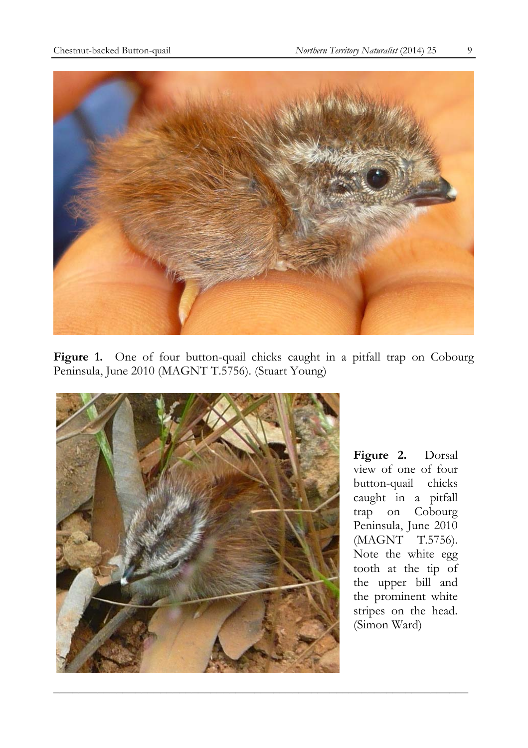**Figure 1.** One of four button-quail chicks caught in a pitfall trap on Cobourg Peninsula, June 2010 (MAGNT T.5756). (Stuart Young)

**Figure 2.** Dorsal view of one of four button-quail chicks caught in a pitfall trap on Cobourg Peninsula, June 2010 (MAGNT T.5756). Note the white egg tooth at the tip of the upper bill and the prominent white stripes on the head. (Simon Ward)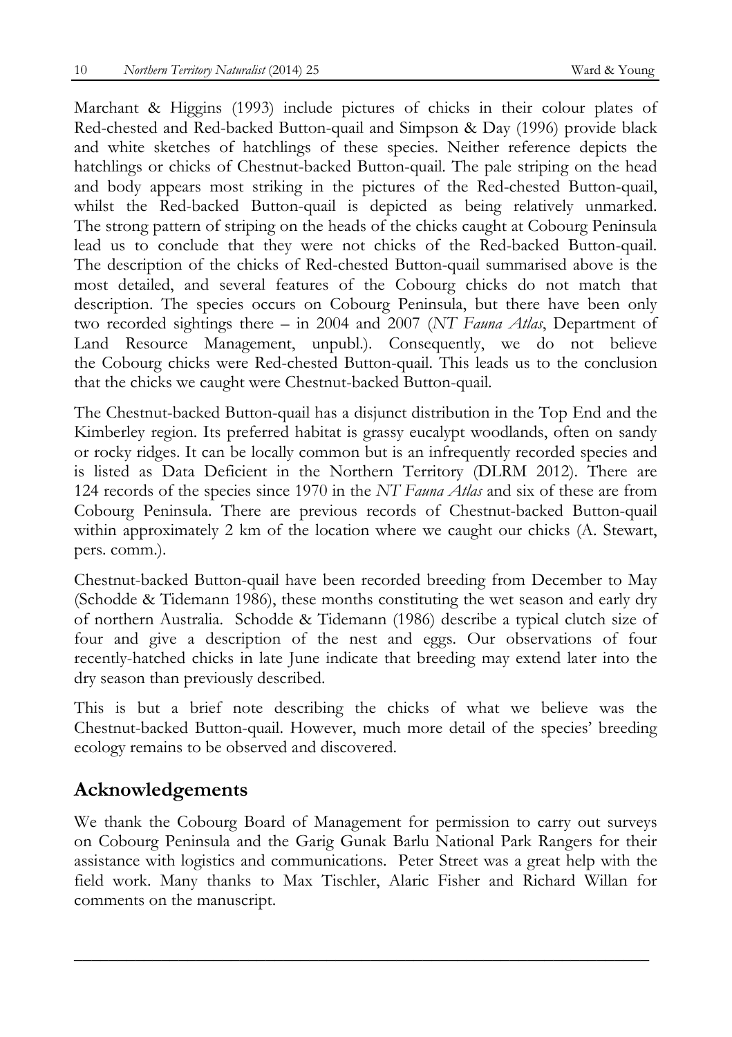Marchant & Higgins (1993) include pictures of chicks in their colour plates of Red-chested and Red-backed Button-quail and Simpson & Day (1996) provide black and white sketches of hatchlings of these species. Neither reference depicts the hatchlings or chicks of Chestnut-backed Button-quail. The pale striping on the head and body appears most striking in the pictures of the Red-chested Button-quail, whilst the Red-backed Button-quail is depicted as being relatively unmarked. The strong pattern of striping on the heads of the chicks caught at Cobourg Peninsula lead us to conclude that they were not chicks of the Red-backed Button-quail. The description of the chicks of Red-chested Button-quail summarised above is the most detailed, and several features of the Cobourg chicks do not match that description. The species occurs on Cobourg Peninsula, but there have been only two recorded sightings there – in 2004 and 2007 (*NT Fauna Atlas*, Department of Land Resource Management, unpubl.). Consequently, we do not believe the Cobourg chicks were Red-chested Button-quail. This leads us to the conclusion that the chicks we caught were Chestnut-backed Button-quail.

The Chestnut-backed Button-quail has a disjunct distribution in the Top End and the Kimberley region. Its preferred habitat is grassy eucalypt woodlands, often on sandy or rocky ridges. It can be locally common but is an infrequently recorded species and is listed as Data Deficient in the Northern Territory (DLRM 2012). There are 124 records of the species since 1970 in the *NT Fauna Atlas* and six of these are from Cobourg Peninsula. There are previous records of Chestnut-backed Button-quail within approximately 2 km of the location where we caught our chicks (A. Stewart, pers. comm.).

Chestnut-backed Button-quail have been recorded breeding from December to May (Schodde & Tidemann 1986), these months constituting the wet season and early dry of northern Australia. Schodde & Tidemann (1986) describe a typical clutch size of four and give a description of the nest and eggs. Our observations of four recently-hatched chicks in late June indicate that breeding may extend later into the dry season than previously described.

This is but a brief note describing the chicks of what we believe was the Chestnut-backed Button-quail. However, much more detail of the species' breeding ecology remains to be observed and discovered.

## Acknowledgements

We thank the Cobourg Board of Management for permission to carry out surveys on Cobourg Peninsula and the Garig Gunak Barlu National Park Rangers for their assistance with logistics and communications. Peter Street was a great help with the field work. Many thanks to Max Tischler, Alaric Fisher and Richard Willan for comments on the manuscript.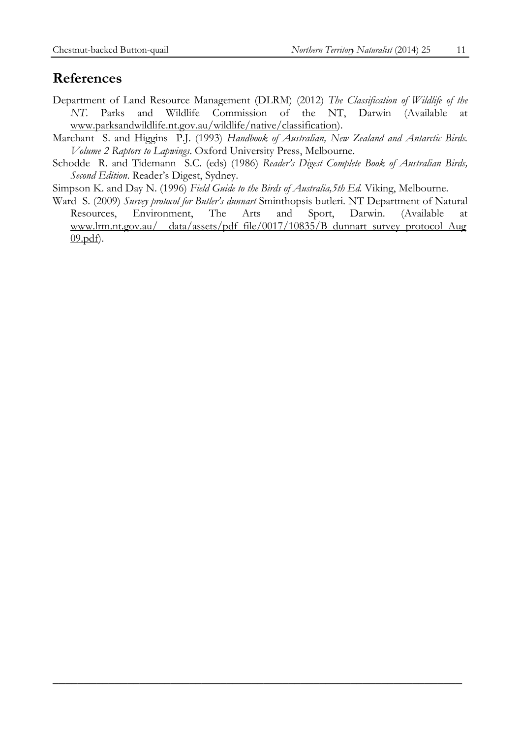## References

Department of Land Resource Management (DLRM) (2012) *The Classification of Wildlife of the NT*. Parks and Wildlife Commission of the NT, Darwin (Available at www.parksandwildlife.nt.gov.au/wildlife/native/classification).

Marchant S. and Higgins P.J. (1993) *Handbook of Australian, New Zealand and Antarctic Birds. Volume 2 Raptors to Lapwings*. Oxford University Press, Melbourne.

Schodde R. and Tidemann S.C. (eds) (1986) *Reader's Digest Complete Book of Australian Birds, Second Edition*. Reader's Digest, Sydney.

Simpson K. and Day N. (1996) *Field Guide to the Birds of Australia,5th Ed*. Viking, Melbourne.

Ward S. (2009) *Survey protocol for Butler's dunnart* Sminthopsis butleri. NT Department of Natural Resources, Environment, The Arts and Sport, Darwin. (Available at www.lrm.nt.gov.au/__data/assets/pdf_file/0017/10835/B_dunnart_survey_protocol_Aug09.pdf).